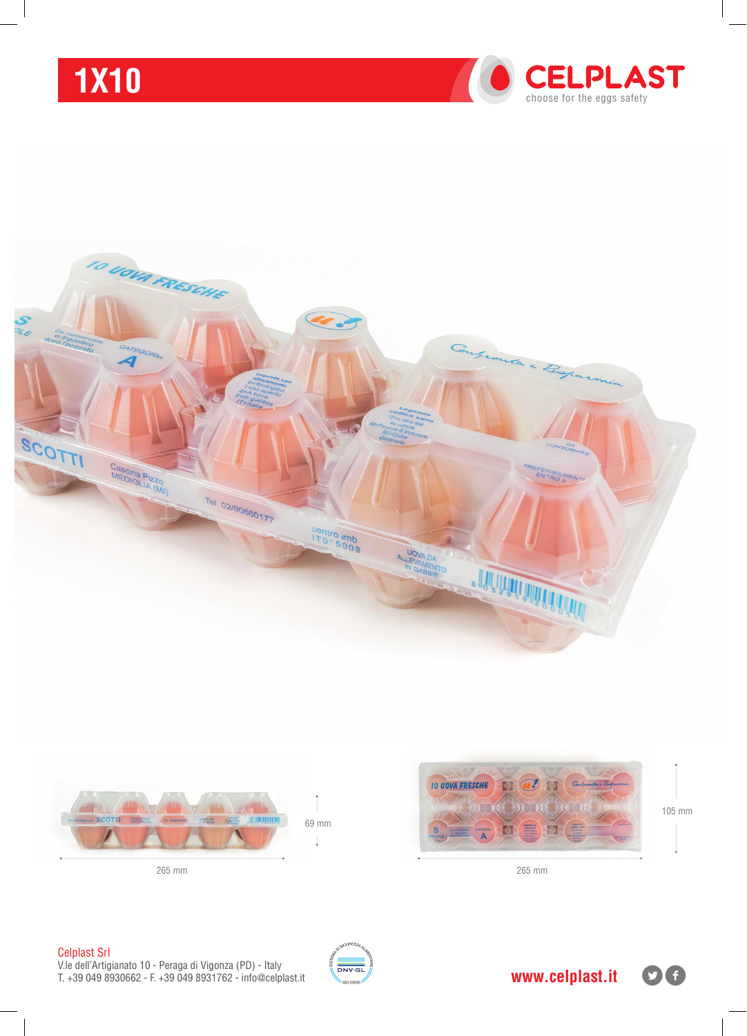# 1X10

**CELPLAST**
choose for the eggs safety

69 mm

265 mm

105 mm

265 mm

Celplast Srl
V.le dell'Artigianato 10 - Peraga di Vigonza (PD) - Italy
T. +39 049 8930662 - F. +39 049 8931762 - info@celplast.it

www.celplast.it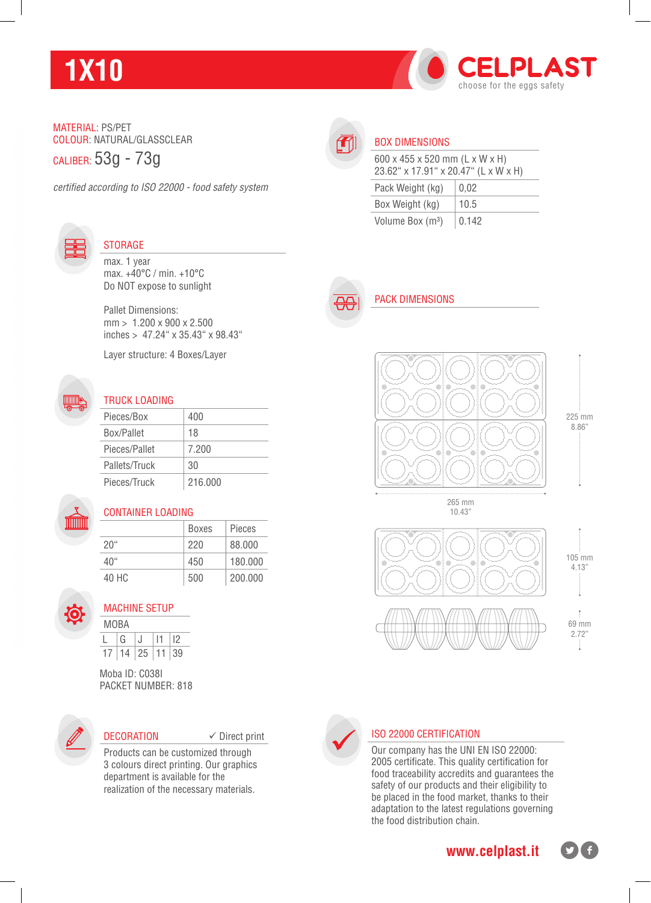# 1X10

**CELPLAST**
choose for the eggs safety

MATERIAL: PS/PET
COLOUR: NATURAL/GLASSCLEAR
CALIBER: 53g - 73g

*certified according to ISO 22000 - food safety system*

## STORAGE

max. 1 year
max. +40°C / min. +10°C
Do NOT expose to sunlight

Pallet Dimensions:
mm > 1.200 x 900 x 2.500
inches > 47.24“ x 35.43“ x 98.43“

Layer structure: 4 Boxes/Layer

## TRUCK LOADING

| | |
|---|---|
| Pieces/Box | 400 |
| Box/Pallet | 18 |
| Pieces/Pallet | 7.200 |
| Pallets/Truck | 30 |
| Pieces/Truck | 216.000 |

## CONTAINER LOADING

| | Boxes | Pieces |
|---|---|---|
| 20“ | 220 | 88.000 |
| 40“ | 450 | 180.000 |
| 40 HC | 500 | 200.000 |

## MACHINE SETUP

MOBA

| L | G | J | I1 | I2 |
|---|---|---|---|---|
| 17 | 14 | 25 | 11 | 39 |

Moba ID: C038I
PACKET NUMBER: 818

## BOX DIMENSIONS

600 x 455 x 520 mm (L x W x H)
23.62“ x 17.91“ x 20.47“ (L x W x H)

| | |
|---|---|
| Pack Weight (kg) | 0,02 |
| Box Weight (kg) | 10.5 |
| Volume Box (m³) | 0.142 |

## PACK DIMENSIONS

225 mm
8.86"

265 mm
10.43"

105 mm
4.13"

69 mm
2.72"

## DECORATION

✓ Direct print

Products can be customized through 3 colours direct printing. Our graphics department is available for the realization of the necessary materials.

## ISO 22000 CERTIFICATION

Our company has the UNI EN ISO 22000: 2005 certificate. This quality certification for food traceability accredits and guarantees the safety of our products and their eligibility to be placed in the food market, thanks to their adaptation to the latest regulations governing the food distribution chain.

**www.celplast.it**